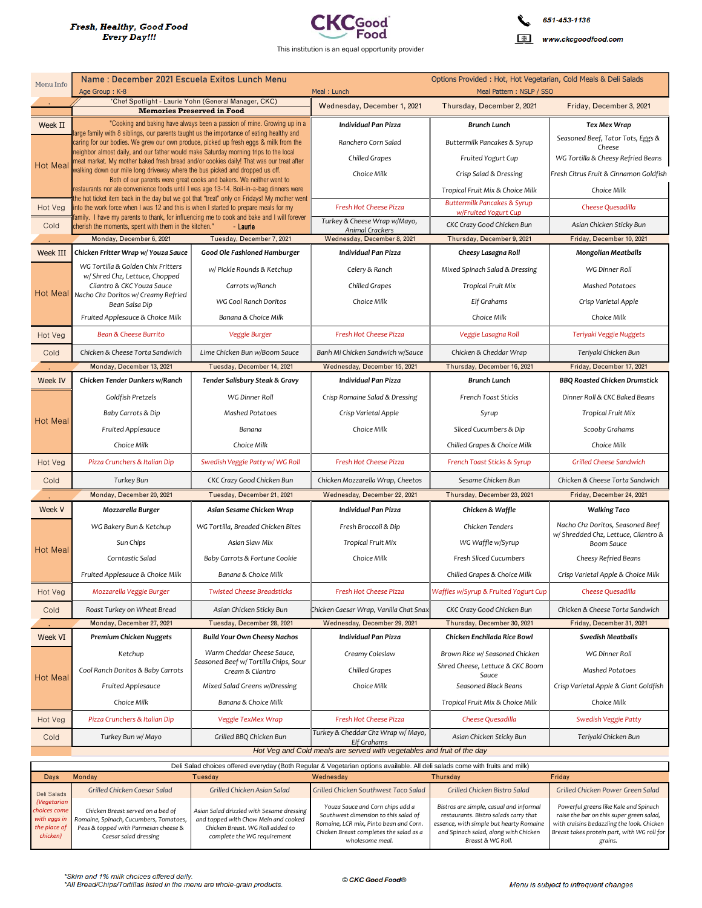*Fresh, Healthy, Good Food Every Day!!!*

**CKC Good Food**

This institution is an equal opportunity provider

651-453-1136

www.ckcgoodfood.com

| Menu Info | Name : December 2021 Escuela Exitos Lunch Menu | | | Options Provided : Hot, Hot Vegetarian, Cold Meals & Deli Salads | |
|---|---|---|---|---|---|
| | Age Group : K-8 | | Meal : Lunch | Meal Pattern : NSLP / SSO | |

'Chef Spotlight - Laurie Yohn (General Manager, CKC)

**Memories Preserved in Food**

"Cooking and baking have always been a passion of mine. Growing up in a large family with 8 siblings, our parents taught us the importance of eating healthy and caring for our bodies. We grew our own produce, picked up fresh eggs & milk from the neighbor almost daily, and our father would make Saturday morning trips to the local meat market. My mother baked fresh bread and/or cookies daily! That was our treat after walking down our mile long driveway where the bus picked and dropped us off.

Both of our parents were great cooks and bakers. We neither went to restaurants nor ate convenience foods until I was age 13-14. Boil-in-a-bag dinners were the hot ticket item back in the day but we got that "treat" only on Fridays! My mother went into the work force when I was 12 and this is when I started to prepare meals for my family. I have my parents to thank, for influencing me to cook and bake and I will forever cherish the moments, spent with them in the kitchen." - Laurie

| | | | Wednesday, December 1, 2021 | Thursday, December 2, 2021 | Friday, December 3, 2021 |
|---|---|---|---|---|---|
| Week II | | | Individual Pan Pizza | Brunch Lunch | Tex Mex Wrap |
| Hot Meal | | | Ranchero Corn Salad | Buttermilk Pancakes & Syrup | Seasoned Beef, Tator Tots, Eggs & Cheese |
| | | | Chilled Grapes | Fruited Yogurt Cup | WG Tortilla & Cheesy Refried Beans |
| | | | Choice Milk | Crisp Salad & Dressing | Fresh Citrus Fruit & Cinnamon Goldfish |
| | | | | Tropical Fruit Mix & Choice Milk | Choice Milk |
| Hot Veg | | | Fresh Hot Cheese Pizza | Buttermilk Pancakes & Syrup w/Fruited Yogurt Cup | Cheese Quesadilla |
| Cold | | | Turkey & Cheese Wrap w/Mayo, Animal Crackers | CKC Crazy Good Chicken Bun | Asian Chicken Sticky Bun |
| | **Monday, December 6, 2021** | **Tuesday, December 7, 2021** | **Wednesday, December 8, 2021** | **Thursday, December 9, 2021** | **Friday, December 10, 2021** |
| Week III | Chicken Fritter Wrap w/ Youza Sauce | Good Ole Fashioned Hamburger | Individual Pan Pizza | Cheesy Lasagna Roll | Mongolian Meatballs |
| Hot Meal | WG Tortilla & Golden Chix Fritters w/ Shred Chz, Lettuce, Chopped Cilantro & CKC Youza Sauce | w/ Pickle Rounds & Ketchup | Celery & Ranch | Mixed Spinach Salad & Dressing | WG Dinner Roll |
| | Nacho Chz Doritos w/ Creamy Refried Bean Salsa Dip | Carrots w/Ranch | Chilled Grapes | Tropical Fruit Mix | Mashed Potatoes |
| | | WG Cool Ranch Doritos | Choice Milk | Elf Grahams | Crisp Varietal Apple |
| | Fruited Applesauce & Choice Milk | Banana & Choice Milk | | Choice Milk | Choice Milk |
| Hot Veg | Bean & Cheese Burrito | Veggie Burger | Fresh Hot Cheese Pizza | Veggie Lasagna Roll | Teriyaki Veggie Nuggets |
| Cold | Chicken & Cheese Torta Sandwich | Lime Chicken Bun w/Boom Sauce | Banh Mi Chicken Sandwich w/Sauce | Chicken & Cheddar Wrap | Teriyaki Chicken Bun |
| | **Monday, December 13, 2021** | **Tuesday, December 14, 2021** | **Wednesday, December 15, 2021** | **Thursday, December 16, 2021** | **Friday, December 17, 2021** |
| Week IV | Chicken Tender Dunkers w/Ranch | Tender Salisbury Steak & Gravy | Individual Pan Pizza | Brunch Lunch | BBQ Roasted Chicken Drumstick |
| Hot Meal | Goldfish Pretzels | WG Dinner Roll | Crisp Romaine Salad & Dressing | French Toast Sticks | Dinner Roll & CKC Baked Beans |
| | Baby Carrots & Dip | Mashed Potatoes | Crisp Varietal Apple | Syrup | Tropical Fruit Mix |
| | Fruited Applesauce | Banana | Choice Milk | Sliced Cucumbers & Dip | Scooby Grahams |
| | Choice Milk | Choice Milk | | Chilled Grapes & Choice Milk | Choice Milk |
| Hot Veg | Pizza Crunchers & Italian Dip | Swedish Veggie Patty w/ WG Roll | Fresh Hot Cheese Pizza | French Toast Sticks & Syrup | Grilled Cheese Sandwich |
| Cold | Turkey Bun | CKC Crazy Good Chicken Bun | Chicken Mozzarella Wrap, Cheetos | Sesame Chicken Bun | Chicken & Cheese Torta Sandwich |
| | **Monday, December 20, 2021** | **Tuesday, December 21, 2021** | **Wednesday, December 22, 2021** | **Thursday, December 23, 2021** | **Friday, December 24, 2021** |
| Week V | Mozzarella Burger | Asian Sesame Chicken Wrap | Individual Pan Pizza | Chicken & Waffle | Walking Taco |
| Hot Meal | WG Bakery Bun & Ketchup | WG Tortilla, Breaded Chicken Bites | Fresh Broccoli & Dip | Chicken Tenders | Nacho Chz Doritos, Seasoned Beef w/ Shredded Chz, Lettuce, Cilantro & Boom Sauce |
| | Sun Chips | Asian Slaw Mix | Tropical Fruit Mix | WG Waffle w/Syrup | |
| | Corntastic Salad | Baby Carrots & Fortune Cookie | Choice Milk | Fresh Sliced Cucumbers | Cheesy Refried Beans |
| | Fruited Applesauce & Choice Milk | Banana & Choice Milk | | Chilled Grapes & Choice Milk | Crisp Varietal Apple & Choice Milk |
| Hot Veg | Mozzarella Veggie Burger | Twisted Cheese Breadsticks | Fresh Hot Cheese Pizza | Waffles w/Syrup & Fruited Yogurt Cup | Cheese Quesadilla |
| Cold | Roast Turkey on Wheat Bread | Asian Chicken Sticky Bun | Chicken Caesar Wrap, Vanilla Chat Snax | CKC Crazy Good Chicken Bun | Chicken & Cheese Torta Sandwich |
| | **Monday, December 27, 2021** | **Tuesday, December 28, 2021** | **Wednesday, December 29, 2021** | **Thursday, December 30, 2021** | **Friday, December 31, 2021** |
| Week VI | Premium Chicken Nuggets | Build Your Own Cheesy Nachos | Individual Pan Pizza | Chicken Enchilada Rice Bowl | Swedish Meatballs |
| Hot Meal | Ketchup | Warm Cheddar Cheese Sauce, Seasoned Beef w/ Tortilla Chips, Sour Cream & Cilantro | Creamy Coleslaw | Brown Rice w/ Seasoned Chicken | WG Dinner Roll |
| | Cool Ranch Doritos & Baby Carrots | | Chilled Grapes | Shred Cheese, Lettuce & CKC Boom Sauce | Mashed Potatoes |
| | Fruited Applesauce | Mixed Salad Greens w/Dressing | Choice Milk | Seasoned Black Beans | Crisp Varietal Apple & Giant Goldfish |
| | Choice Milk | Banana & Choice Milk | | Tropical Fruit Mix & Choice Milk | Choice Milk |
| Hot Veg | Pizza Crunchers & Italian Dip | Veggie TexMex Wrap | Fresh Hot Cheese Pizza | Cheese Quesadilla | Swedish Veggie Patty |
| Cold | Turkey Bun w/ Mayo | Grilled BBQ Chicken Bun | Turkey & Cheddar Chz Wrap w/ Mayo, Elf Grahams | Asian Chicken Sticky Bun | Teriyaki Chicken Bun |

*Hot Veg and Cold meals are served with vegetables and fruit of the day*

Deli Salad choices offered everyday (Both Regular & Vegetarian options available. All deli salads come with fruits and milk)

| Days | Monday | Tuesday | Wednesday | Thursday | Friday |
|---|---|---|---|---|---|
| Deli Salads | Grilled Chicken Caesar Salad | Grilled Chicken Asian Salad | Grilled Chicken Southwest Taco Salad | Grilled Chicken Bistro Salad | Grilled Chicken Power Green Salad |
| *(Vegetarian choices come with eggs in the place of chicken)* | Chicken Breast served on a bed of Romaine, Spinach, Cucumbers, Tomatoes, Peas & topped with Parmesan cheese & Caesar salad dressing | Asian Salad drizzled with Sesame dressing and topped with Chow Mein and cooked Chicken Breast. WG Roll added to complete the WG requirement | Youza Sauce and Corn chips add a Southwest dimension to this salad of Romaine, LCR mix, Pinto bean and Corn. Chicken Breast completes the salad as a wholesome meal. | Bistros are simple, casual and informal restaurants. Bistro salads carry that essence, with simple but hearty Romaine and Spinach salad, along with Chicken Breast & WG Roll. | Powerful greens like Kale and Spinach raise the bar on this super green salad, with craisins bedazzling the look. Chicken Breast takes protein part, with WG roll for grains. |

*Skim and 1% milk choices offered daily.
*All Bread/Chips/Tortillas listed in the menu are whole-grain products.

© CKC Good Food®

*Menu is subject to infrequent changes*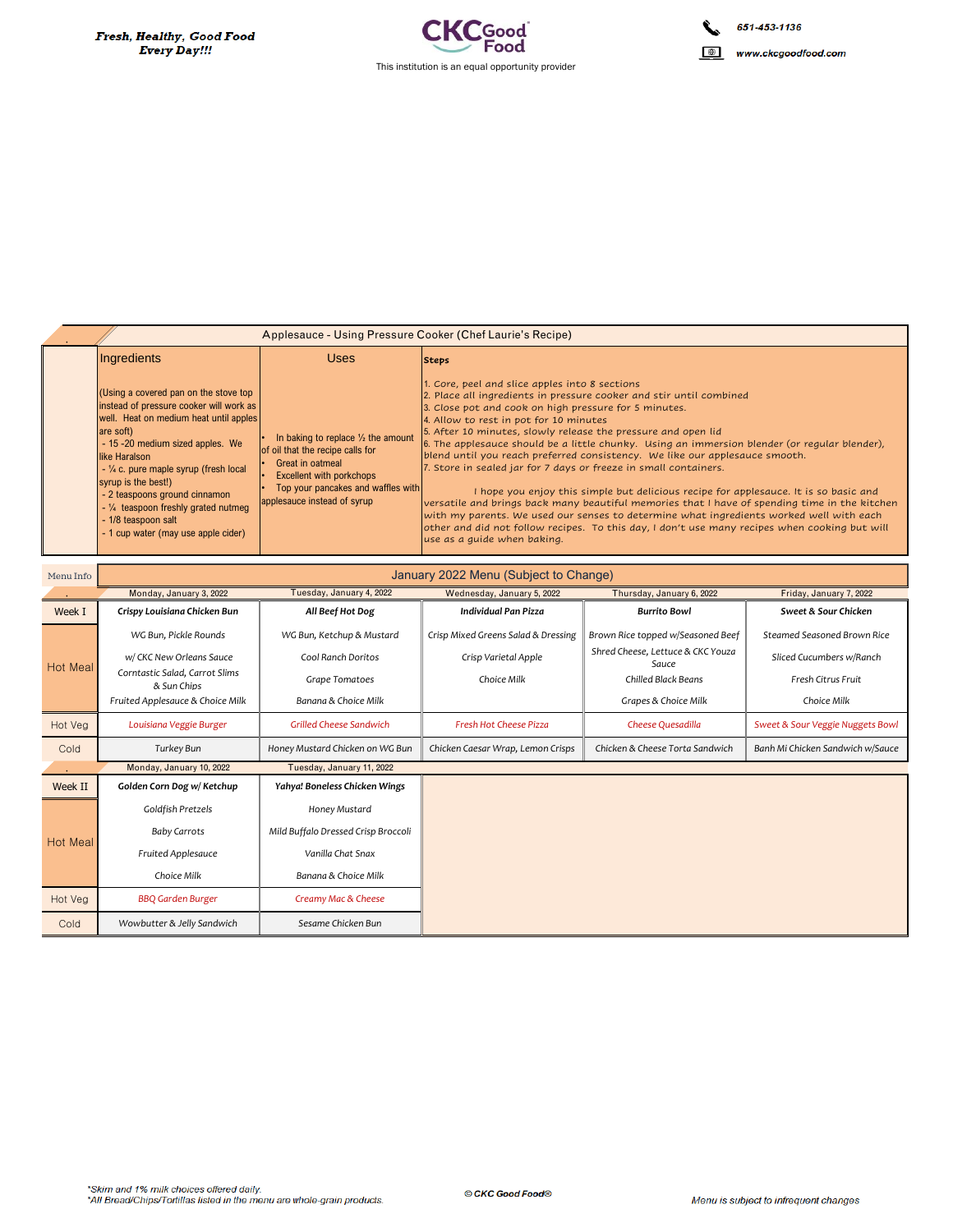*Fresh, Healthy, Good Food Every Day!!!*

CKC Good Food

This institution is an equal opportunity provider

651-453-1136

www.ckcgoodfood.com

## Applesauce - Using Pressure Cooker (Chef Laurie's Recipe)

| Ingredients | Uses | Steps |
|---|---|---|
| (Using a covered pan on the stove top instead of pressure cooker will work as well. Heat on medium heat until apples are soft)<br>- 15 -20 medium sized apples. We like Haralson<br>- ¼ c. pure maple syrup (fresh local syrup is the best!)<br>- 2 teaspoons ground cinnamon<br>- ¼ teaspoon freshly grated nutmeg<br>- 1/8 teaspoon salt<br>- 1 cup water (may use apple cider) | • In baking to replace ½ the amount of oil that the recipe calls for<br>• Great in oatmeal<br>• Excellent with porkchops<br>• Top your pancakes and waffles with applesauce instead of syrup | 1. Core, peel and slice apples into 8 sections<br>2. Place all ingredients in pressure cooker and stir until combined<br>3. Close pot and cook on high pressure for 5 minutes.<br>4. Allow to rest in pot for 10 minutes<br>5. After 10 minutes, slowly release the pressure and open lid<br>6. The applesauce should be a little chunky. Using an immersion blender (or regular blender), blend until you reach preferred consistency. We like our applesauce smooth.<br>7. Store in sealed jar for 7 days or freeze in small containers.<br><br>I hope you enjoy this simple but delicious recipe for applesauce. It is so basic and versatile and brings back many beautiful memories that I have of spending time in the kitchen with my parents. We used our senses to determine what ingredients worked well with each other and did not follow recipes. To this day, I don't use many recipes when cooking but will use as a guide when baking. |

## January 2022 Menu (Subject to Change)

| Menu Info | Monday, January 3, 2022 | Tuesday, January 4, 2022 | Wednesday, January 5, 2022 | Thursday, January 6, 2022 | Friday, January 7, 2022 |
|---|---|---|---|---|---|
| Week I | **Crispy Louisiana Chicken Bun** | **All Beef Hot Dog** | **Individual Pan Pizza** | **Burrito Bowl** | **Sweet & Sour Chicken** |
| Hot Meal | WG Bun, Pickle Rounds<br>w/ CKC New Orleans Sauce<br>Corntastic Salad, Carrot Slims & Sun Chips<br>Fruited Applesauce & Choice Milk | WG Bun, Ketchup & Mustard<br>Cool Ranch Doritos<br>Grape Tomatoes<br>Banana & Choice Milk | Crisp Mixed Greens Salad & Dressing<br>Crisp Varietal Apple<br>Choice Milk | Brown Rice topped w/Seasoned Beef<br>Shred Cheese, Lettuce & CKC Youza Sauce<br>Chilled Black Beans<br>Grapes & Choice Milk | Steamed Seasoned Brown Rice<br>Sliced Cucumbers w/Ranch<br>Fresh Citrus Fruit<br>Choice Milk |
| Hot Veg | Louisiana Veggie Burger | Grilled Cheese Sandwich | Fresh Hot Cheese Pizza | Cheese Quesadilla | Sweet & Sour Veggie Nuggets Bowl |
| Cold | Turkey Bun | Honey Mustard Chicken on WG Bun | Chicken Caesar Wrap, Lemon Crisps | Chicken & Cheese Torta Sandwich | Banh Mi Chicken Sandwich w/Sauce |

| | Monday, January 10, 2022 | Tuesday, January 11, 2022 |
|---|---|---|
| Week II | **Golden Corn Dog w/ Ketchup** | **Yahya! Boneless Chicken Wings** |
| Hot Meal | Goldfish Pretzels<br>Baby Carrots<br>Fruited Applesauce<br>Choice Milk | Honey Mustard<br>Mild Buffalo Dressed Crisp Broccoli<br>Vanilla Chat Snax<br>Banana & Choice Milk |
| Hot Veg | BBQ Garden Burger | Creamy Mac & Cheese |
| Cold | Wowbutter & Jelly Sandwich | Sesame Chicken Bun |

*Skim and 1% milk choices offered daily.
*All Bread/Chips/Tortillas listed in the menu are whole-grain products.

© CKC Good Food®

Menu is subject to infrequent changes